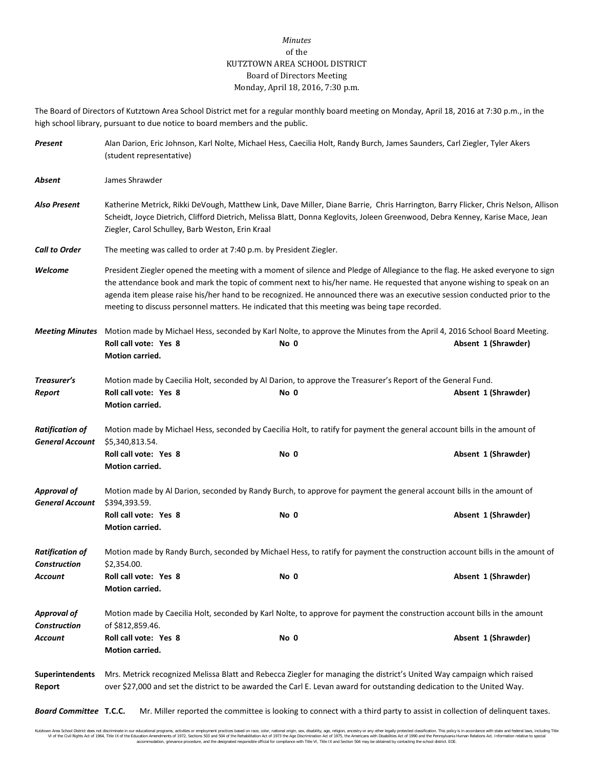*Minutes*
of the
KUTZTOWN AREA SCHOOL DISTRICT
Board of Directors Meeting
Monday, April 18, 2016, 7:30 p.m.

The Board of Directors of Kutztown Area School District met for a regular monthly board meeting on Monday, April 18, 2016 at 7:30 p.m., in the high school library, pursuant to due notice to board members and the public.

***Present*** Alan Darion, Eric Johnson, Karl Nolte, Michael Hess, Caecilia Holt, Randy Burch, James Saunders, Carl Ziegler, Tyler Akers (student representative)

***Absent*** James Shrawder

***Also Present*** Katherine Metrick, Rikki DeVough, Matthew Link, Dave Miller, Diane Barrie, Chris Harrington, Barry Flicker, Chris Nelson, Allison Scheidt, Joyce Dietrich, Clifford Dietrich, Melissa Blatt, Donna Keglovits, Joleen Greenwood, Debra Kenney, Karise Mace, Jean Ziegler, Carol Schulley, Barb Weston, Erin Kraal

***Call to Order*** The meeting was called to order at 7:40 p.m. by President Ziegler.

***Welcome*** President Ziegler opened the meeting with a moment of silence and Pledge of Allegiance to the flag. He asked everyone to sign the attendance book and mark the topic of comment next to his/her name. He requested that anyone wishing to speak on an agenda item please raise his/her hand to be recognized. He announced there was an executive session conducted prior to the meeting to discuss personnel matters. He indicated that this meeting was being tape recorded.

***Meeting Minutes*** Motion made by Michael Hess, seconded by Karl Nolte, to approve the Minutes from the April 4, 2016 School Board Meeting.
**Roll call vote: Yes 8** **No 0** **Absent 1 (Shrawder)**
**Motion carried.**

***Treasurer's Report*** Motion made by Caecilia Holt, seconded by Al Darion, to approve the Treasurer's Report of the General Fund.
**Roll call vote: Yes 8** **No 0** **Absent 1 (Shrawder)**
**Motion carried.**

***Ratification of General Account*** Motion made by Michael Hess, seconded by Caecilia Holt, to ratify for payment the general account bills in the amount of $5,340,813.54.
**Roll call vote: Yes 8** **No 0** **Absent 1 (Shrawder)**
**Motion carried.**

***Approval of General Account*** Motion made by Al Darion, seconded by Randy Burch, to approve for payment the general account bills in the amount of $394,393.59.
**Roll call vote: Yes 8** **No 0** **Absent 1 (Shrawder)**
**Motion carried.**

***Ratification of Construction Account*** Motion made by Randy Burch, seconded by Michael Hess, to ratify for payment the construction account bills in the amount of $2,354.00.
**Roll call vote: Yes 8** **No 0** **Absent 1 (Shrawder)**
**Motion carried.**

***Approval of Construction Account*** Motion made by Caecilia Holt, seconded by Karl Nolte, to approve for payment the construction account bills in the amount of $812,859.46.
**Roll call vote: Yes 8** **No 0** **Absent 1 (Shrawder)**
**Motion carried.**

**Superintendents Report** Mrs. Metrick recognized Melissa Blatt and Rebecca Ziegler for managing the district's United Way campaign which raised over $27,000 and set the district to be awarded the Carl E. Levan award for outstanding dedication to the United Way.

***Board Committee*** **T.C.C.** Mr. Miller reported the committee is looking to connect with a third party to assist in collection of delinquent taxes.

Kutztown Area School District does not discriminate in our educational programs, activities or employment practices based on race, color, national origin, sex, disability, age, religion, ancestry or any other legally protected classification. This policy is in accordance with state and federal laws, including Title VI of the Civil Rights Act of 1964, Title IX of the Education Amendments of 1972, Sections 503 and 504 of the Rehabilitation Act of 1973 the Age Discrimination Act of 1975, the Americans with Disabilities Act of 1990 and the Pennsylvania Human Relations Act. Information relative to special accommodation, grievance procedure, and the designated responsible official for compliance with Title VI, Title IX and Section 504 may be obtained by contacting the school district. EOE.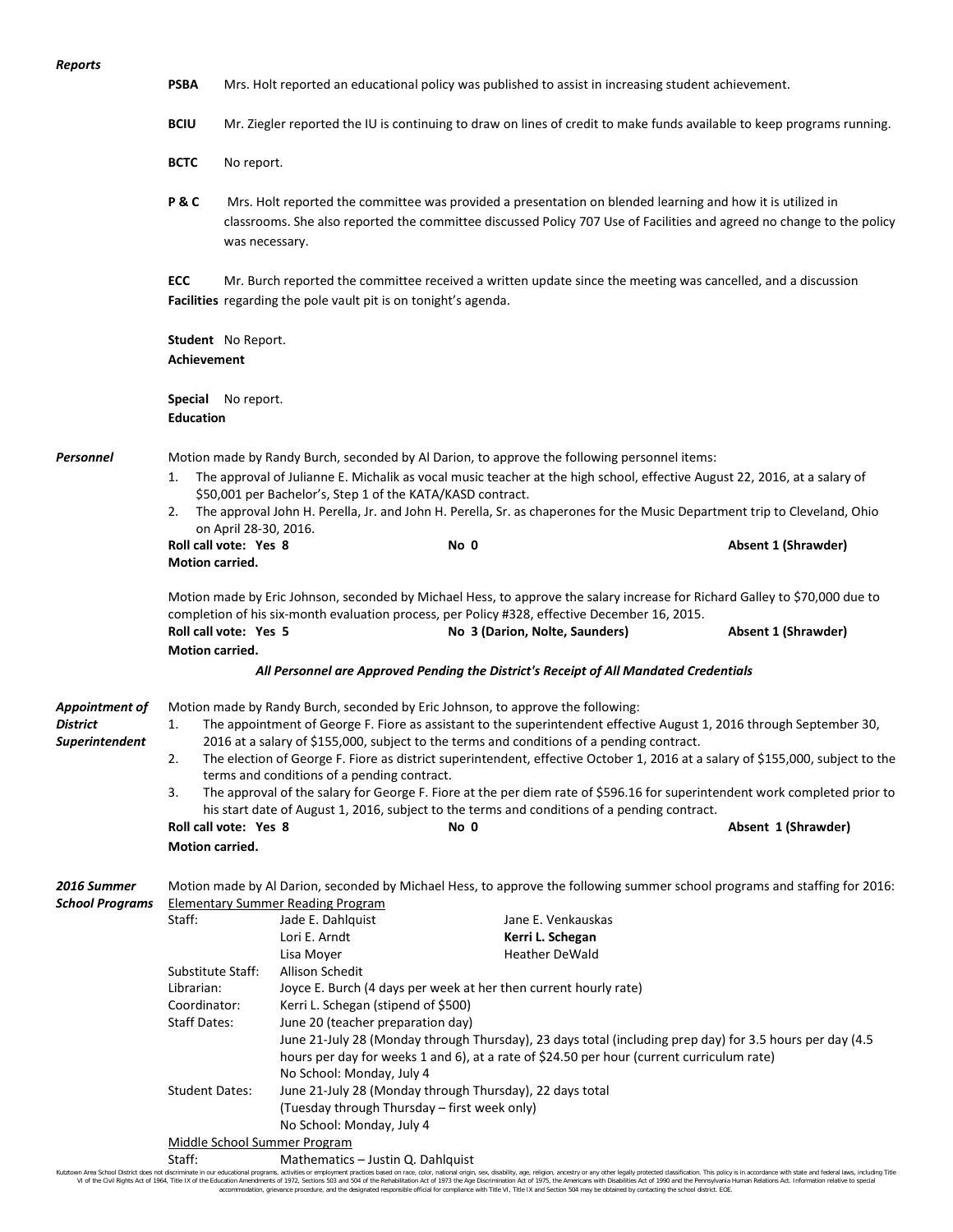***Reports***

**PSBA** Mrs. Holt reported an educational policy was published to assist in increasing student achievement.

**BCIU** Mr. Ziegler reported the IU is continuing to draw on lines of credit to make funds available to keep programs running.

**BCTC** No report.

**P & C** Mrs. Holt reported the committee was provided a presentation on blended learning and how it is utilized in classrooms. She also reported the committee discussed Policy 707 Use of Facilities and agreed no change to the policy was necessary.

**ECC Facilities** Mr. Burch reported the committee received a written update since the meeting was cancelled, and a discussion regarding the pole vault pit is on tonight's agenda.

**Student Achievement** No Report.

**Special Education** No report.

***Personnel***

Motion made by Randy Burch, seconded by Al Darion, to approve the following personnel items:

1. The approval of Julianne E. Michalik as vocal music teacher at the high school, effective August 22, 2016, at a salary of $50,001 per Bachelor's, Step 1 of the KATA/KASD contract.
2. The approval John H. Perella, Jr. and John H. Perella, Sr. as chaperones for the Music Department trip to Cleveland, Ohio on April 28-30, 2016.

**Roll call vote: Yes 8** **No 0** **Absent 1 (Shrawder)**
**Motion carried.**

Motion made by Eric Johnson, seconded by Michael Hess, to approve the salary increase for Richard Galley to $70,000 due to completion of his six-month evaluation process, per Policy #328, effective December 16, 2015.

**Roll call vote: Yes 5** **No 3 (Darion, Nolte, Saunders)** **Absent 1 (Shrawder)**
**Motion carried.**

***All Personnel are Approved Pending the District's Receipt of All Mandated Credentials***

***Appointment of District Superintendent***

Motion made by Randy Burch, seconded by Eric Johnson, to approve the following:

1. The appointment of George F. Fiore as assistant to the superintendent effective August 1, 2016 through September 30, 2016 at a salary of $155,000, subject to the terms and conditions of a pending contract.
2. The election of George F. Fiore as district superintendent, effective October 1, 2016 at a salary of $155,000, subject to the terms and conditions of a pending contract.
3. The approval of the salary for George F. Fiore at the per diem rate of $596.16 for superintendent work completed prior to his start date of August 1, 2016, subject to the terms and conditions of a pending contract.

**Roll call vote: Yes 8** **No 0** **Absent 1 (Shrawder)**
**Motion carried.**

***2016 Summer School Programs***

Motion made by Al Darion, seconded by Michael Hess, to approve the following summer school programs and staffing for 2016:

Elementary Summer Reading Program

Staff: Jade E. Dahlquist, Jane E. Venkauskas, Lori E. Arndt, **Kerri L. Schegan**, Lisa Moyer, Heather DeWald

Substitute Staff: Allison Schedit

Librarian: Joyce E. Burch (4 days per week at her then current hourly rate)

Coordinator: Kerri L. Schegan (stipend of $500)

Staff Dates: June 20 (teacher preparation day)
June 21-July 28 (Monday through Thursday), 23 days total (including prep day) for 3.5 hours per day (4.5 hours per day for weeks 1 and 6), at a rate of $24.50 per hour (current curriculum rate)
No School: Monday, July 4

Student Dates: June 21-July 28 (Monday through Thursday), 22 days total
(Tuesday through Thursday – first week only)
No School: Monday, July 4

Middle School Summer Program

Staff: Mathematics – Justin Q. Dahlquist

Kutztown Area School District does not discriminate in our educational programs, activities or employment practices based on race, color, national origin, sex, disability, age, religion, ancestry or any other legally protected classification. This policy is in accordance with state and federal laws, including Title VI of the Civil Rights Act of 1964, Title IX of the Education Amendments of 1972, Sections 503 and 504 of the Rehabilitation Act of 1973 the Age Discrimination Act of 1975, the Americans with Disabilities Act of 1990 and the Pennsylvania Human Relations Act. Information relative to special accommodation, grievance procedure, and the designated responsible official for compliance with Title VI, Title IX and Section 504 may be obtained by contacting the school district. EOE.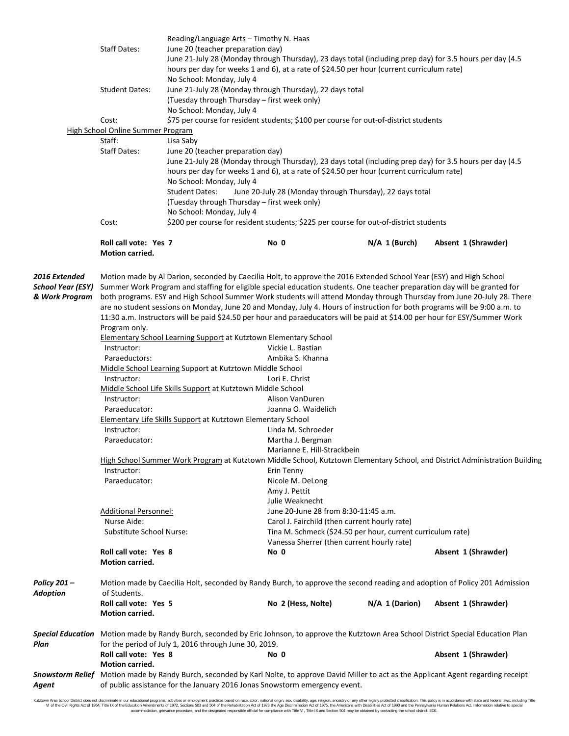Reading/Language Arts – Timothy N. Haas

Staff Dates: June 20 (teacher preparation day)
June 21-July 28 (Monday through Thursday), 23 days total (including prep day) for 3.5 hours per day (4.5 hours per day for weeks 1 and 6), at a rate of $24.50 per hour (current curriculum rate)
No School: Monday, July 4

Student Dates: June 21-July 28 (Monday through Thursday), 22 days total
(Tuesday through Thursday – first week only)
No School: Monday, July 4

Cost: $75 per course for resident students; $100 per course for out-of-district students

High School Online Summer Program

Staff: Lisa Saby

Staff Dates: June 20 (teacher preparation day)
June 21-July 28 (Monday through Thursday), 23 days total (including prep day) for 3.5 hours per day (4.5 hours per day for weeks 1 and 6), at a rate of $24.50 per hour (current curriculum rate)
No School: Monday, July 4
Student Dates: June 20-July 28 (Monday through Thursday), 22 days total
(Tuesday through Thursday – first week only)
No School: Monday, July 4

Cost: $200 per course for resident students; $225 per course for out-of-district students

**Roll call vote: Yes 7** **No 0** **N/A 1 (Burch)** **Absent 1 (Shrawder)**
**Motion carried.**

***2016 Extended School Year (ESY) & Work Program*** Motion made by Al Darion, seconded by Caecilia Holt, to approve the 2016 Extended School Year (ESY) and High School Summer Work Program and staffing for eligible special education students. One teacher preparation day will be granted for both programs. ESY and High School Summer Work students will attend Monday through Thursday from June 20-July 28. There are no student sessions on Monday, June 20 and Monday, July 4. Hours of instruction for both programs will be 9:00 a.m. to 11:30 a.m. Instructors will be paid $24.50 per hour and paraeducators will be paid at $14.00 per hour for ESY/Summer Work Program only.

Elementary School Learning Support at Kutztown Elementary School
Instructor: Vickie L. Bastian
Paraeductors: Ambika S. Khanna

Middle School Learning Support at Kutztown Middle School
Instructor: Lori E. Christ

Middle School Life Skills Support at Kutztown Middle School
Instructor: Alison VanDuren
Paraeducator: Joanna O. Waidelich

Elementary Life Skills Support at Kutztown Elementary School
Instructor: Linda M. Schroeder
Paraeducator: Martha J. Bergman
Marianne E. Hill-Strackbein

High School Summer Work Program at Kutztown Middle School, Kutztown Elementary School, and District Administration Building
Instructor: Erin Tenny
Paraeducator: Nicole M. DeLong
Amy J. Pettit
Julie Weaknecht

Additional Personnel: June 20-June 28 from 8:30-11:45 a.m.
Nurse Aide: Carol J. Fairchild (then current hourly rate)
Substitute School Nurse: Tina M. Schmeck ($24.50 per hour, current curriculum rate)
Vanessa Sherrer (then current hourly rate)

**Roll call vote: Yes 8** **No 0** **Absent 1 (Shrawder)**
**Motion carried.**

***Policy 201 – Adoption*** Motion made by Caecilia Holt, seconded by Randy Burch, to approve the second reading and adoption of Policy 201 Admission of Students.

**Roll call vote: Yes 5** **No 2 (Hess, Nolte)** **N/A 1 (Darion)** **Absent 1 (Shrawder)**
**Motion carried.**

***Special Education Plan*** Motion made by Randy Burch, seconded by Eric Johnson, to approve the Kutztown Area School District Special Education Plan for the period of July 1, 2016 through June 30, 2019.

**Roll call vote: Yes 8** **No 0** **Absent 1 (Shrawder)**
**Motion carried.**

***Snowstorm Relief Agent*** Motion made by Randy Burch, seconded by Karl Nolte, to approve David Miller to act as the Applicant Agent regarding receipt of public assistance for the January 2016 Jonas Snowstorm emergency event.

Kutztown Area School District does not discriminate in our educational programs, activities or employment practices based on race, color, national origin, sex, disability, age, religion, ancestry or any other legally protected classification. This policy is in accordance with state and federal laws, including Title VI of the Civil Rights Act of 1964, Title IX of the Education Amendments of 1972, Sections 503 and 504 of the Rehabilitation Act of 1973 the Age Discrimination Act of 1975, the Americans with Disabilities Act of 1990 and the Pennsylvania Human Relations Act. Information relative to special accommodation, grievance procedure, and the designated responsible official for compliance with Title VI, Title IX and Section 504 may be obtained by contacting the school district. EOE.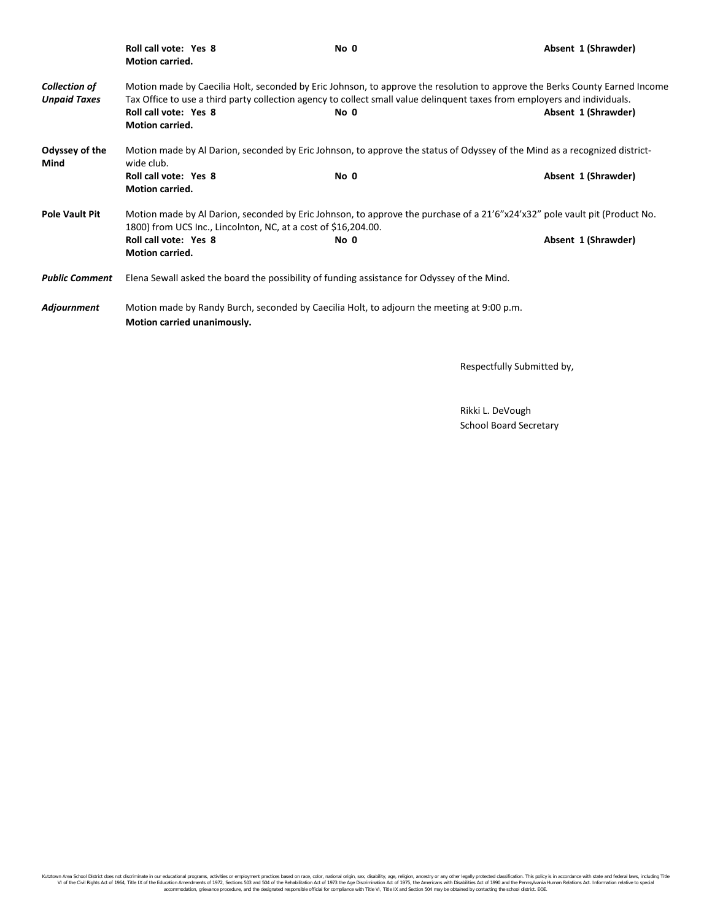**Roll call vote: Yes 8** **No 0** **Absent 1 (Shrawder)**
**Motion carried.**

***Collection of Unpaid Taxes***

Motion made by Caecilia Holt, seconded by Eric Johnson, to approve the resolution to approve the Berks County Earned Income Tax Office to use a third party collection agency to collect small value delinquent taxes from employers and individuals.

**Roll call vote: Yes 8** **No 0** **Absent 1 (Shrawder)**
**Motion carried.**

**Odyssey of the Mind**

Motion made by Al Darion, seconded by Eric Johnson, to approve the status of Odyssey of the Mind as a recognized district-wide club.

**Roll call vote: Yes 8** **No 0** **Absent 1 (Shrawder)**
**Motion carried.**

**Pole Vault Pit**

Motion made by Al Darion, seconded by Eric Johnson, to approve the purchase of a 21’6”x24’x32” pole vault pit (Product No. 1800) from UCS Inc., Lincolnton, NC, at a cost of $16,204.00.

**Roll call vote: Yes 8** **No 0** **Absent 1 (Shrawder)**
**Motion carried.**

***Public Comment***

Elena Sewall asked the board the possibility of funding assistance for Odyssey of the Mind.

***Adjournment***

Motion made by Randy Burch, seconded by Caecilia Holt, to adjourn the meeting at 9:00 p.m.
**Motion carried unanimously.**

Respectfully Submitted by,

Rikki L. DeVough
School Board Secretary

Kutztown Area School District does not discriminate in our educational programs, activities or employment practices based on race, color, national origin, sex, disability, age, religion, ancestry or any other legally protected classification. This policy is in accordance with state and federal laws, including Title VI of the Civil Rights Act of 1964, Title IX of the Education Amendments of 1972, Sections 503 and 504 of the Rehabilitation Act of 1973 the Age Discrimination Act of 1975, the Americans with Disabilities Act of 1990 and the Pennsylvania Human Relations Act. Information relative to special accommodation, grievance procedure, and the designated responsible official for compliance with Title VI, Title IX and Section 504 may be obtained by contacting the school district. EOE.